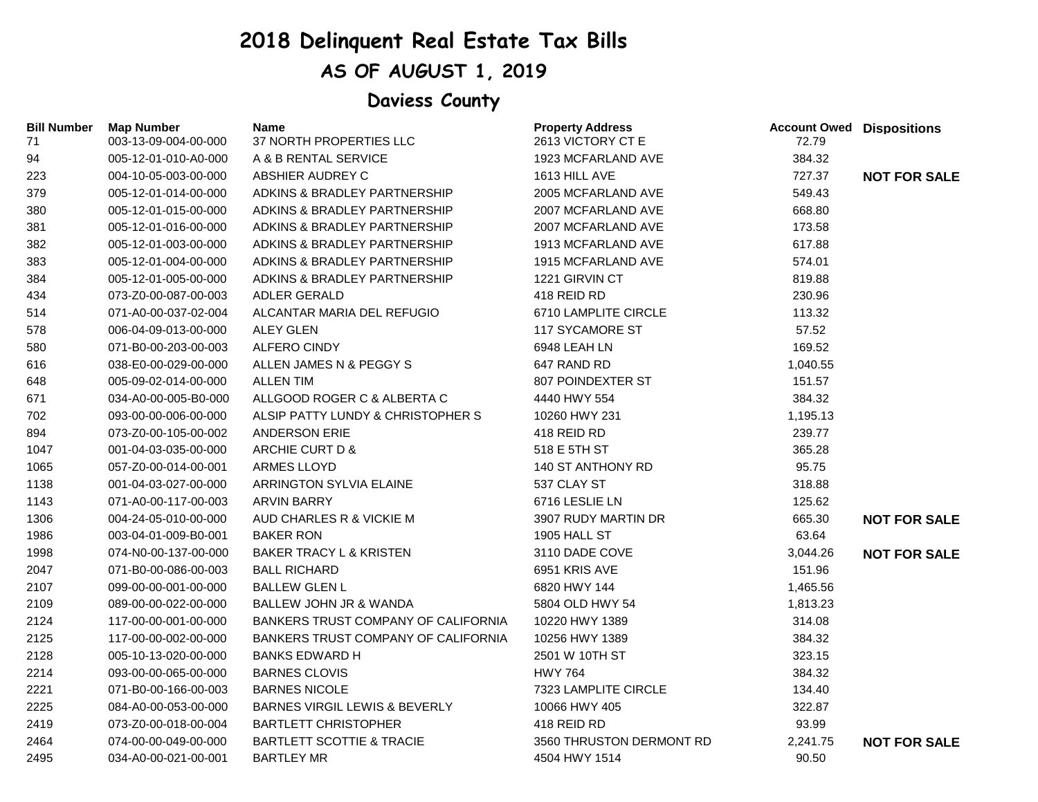# 2018 Delinquent Real Estate Tax Bills

## AS OF AUGUST 1, 2019

## Daviess County

| Bill Number | Map Number | Name | Property Address | Account Owed | Dispositions |
|---|---|---|---|---|---|
| 71 | 003-13-09-004-00-000 | 37 NORTH PROPERTIES LLC | 2613 VICTORY CT E | 72.79 | |
| 94 | 005-12-01-010-A0-000 | A & B RENTAL SERVICE | 1923 MCFARLAND AVE | 384.32 | |
| 223 | 004-10-05-003-00-000 | ABSHIER AUDREY C | 1613 HILL AVE | 727.37 | NOT FOR SALE |
| 379 | 005-12-01-014-00-000 | ADKINS & BRADLEY PARTNERSHIP | 2005 MCFARLAND AVE | 549.43 | |
| 380 | 005-12-01-015-00-000 | ADKINS & BRADLEY PARTNERSHIP | 2007 MCFARLAND AVE | 668.80 | |
| 381 | 005-12-01-016-00-000 | ADKINS & BRADLEY PARTNERSHIP | 2007 MCFARLAND AVE | 173.58 | |
| 382 | 005-12-01-003-00-000 | ADKINS & BRADLEY PARTNERSHIP | 1913 MCFARLAND AVE | 617.88 | |
| 383 | 005-12-01-004-00-000 | ADKINS & BRADLEY PARTNERSHIP | 1915 MCFARLAND AVE | 574.01 | |
| 384 | 005-12-01-005-00-000 | ADKINS & BRADLEY PARTNERSHIP | 1221 GIRVIN CT | 819.88 | |
| 434 | 073-Z0-00-087-00-003 | ADLER GERALD | 418 REID RD | 230.96 | |
| 514 | 071-A0-00-037-02-004 | ALCANTAR MARIA DEL REFUGIO | 6710 LAMPLITE CIRCLE | 113.32 | |
| 578 | 006-04-09-013-00-000 | ALEY GLEN | 117 SYCAMORE ST | 57.52 | |
| 580 | 071-B0-00-203-00-003 | ALFERO CINDY | 6948 LEAH LN | 169.52 | |
| 616 | 038-E0-00-029-00-000 | ALLEN JAMES N & PEGGY S | 647 RAND RD | 1,040.55 | |
| 648 | 005-09-02-014-00-000 | ALLEN TIM | 807 POINDEXTER ST | 151.57 | |
| 671 | 034-A0-00-005-B0-000 | ALLGOOD ROGER C & ALBERTA C | 4440 HWY 554 | 384.32 | |
| 702 | 093-00-00-006-00-000 | ALSIP PATTY LUNDY & CHRISTOPHER S | 10260 HWY 231 | 1,195.13 | |
| 894 | 073-Z0-00-105-00-002 | ANDERSON ERIE | 418 REID RD | 239.77 | |
| 1047 | 001-04-03-035-00-000 | ARCHIE CURT D & | 518 E 5TH ST | 365.28 | |
| 1065 | 057-Z0-00-014-00-001 | ARMES LLOYD | 140 ST ANTHONY RD | 95.75 | |
| 1138 | 001-04-03-027-00-000 | ARRINGTON SYLVIA ELAINE | 537 CLAY ST | 318.88 | |
| 1143 | 071-A0-00-117-00-003 | ARVIN BARRY | 6716 LESLIE LN | 125.62 | |
| 1306 | 004-24-05-010-00-000 | AUD CHARLES R & VICKIE M | 3907 RUDY MARTIN DR | 665.30 | NOT FOR SALE |
| 1986 | 003-04-01-009-B0-001 | BAKER RON | 1905 HALL ST | 63.64 | |
| 1998 | 074-N0-00-137-00-000 | BAKER TRACY L & KRISTEN | 3110 DADE COVE | 3,044.26 | NOT FOR SALE |
| 2047 | 071-B0-00-086-00-003 | BALL RICHARD | 6951 KRIS AVE | 151.96 | |
| 2107 | 099-00-00-001-00-000 | BALLEW GLEN L | 6820 HWY 144 | 1,465.56 | |
| 2109 | 089-00-00-022-00-000 | BALLEW JOHN JR & WANDA | 5804 OLD HWY 54 | 1,813.23 | |
| 2124 | 117-00-00-001-00-000 | BANKERS TRUST COMPANY OF CALIFORNIA | 10220 HWY 1389 | 314.08 | |
| 2125 | 117-00-00-002-00-000 | BANKERS TRUST COMPANY OF CALIFORNIA | 10256 HWY 1389 | 384.32 | |
| 2128 | 005-10-13-020-00-000 | BANKS EDWARD H | 2501 W 10TH ST | 323.15 | |
| 2214 | 093-00-00-065-00-000 | BARNES CLOVIS | HWY 764 | 384.32 | |
| 2221 | 071-B0-00-166-00-003 | BARNES NICOLE | 7323 LAMPLITE CIRCLE | 134.40 | |
| 2225 | 084-A0-00-053-00-000 | BARNES VIRGIL LEWIS & BEVERLY | 10066 HWY 405 | 322.87 | |
| 2419 | 073-Z0-00-018-00-004 | BARTLETT CHRISTOPHER | 418 REID RD | 93.99 | |
| 2464 | 074-00-00-049-00-000 | BARTLETT SCOTTIE & TRACIE | 3560 THRUSTON DERMONT RD | 2,241.75 | NOT FOR SALE |
| 2495 | 034-A0-00-021-00-001 | BARTLEY MR | 4504 HWY 1514 | 90.50 | |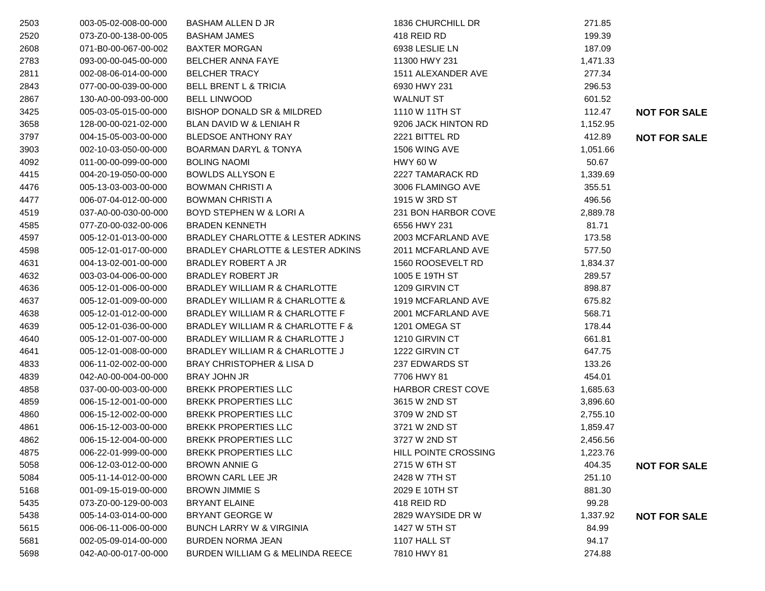| | | | | | |
|---|---|---|---|---|---|
| 2503 | 003-05-02-008-00-000 | BASHAM ALLEN D JR | 1836 CHURCHILL DR | 271.85 | |
| 2520 | 073-Z0-00-138-00-005 | BASHAM JAMES | 418 REID RD | 199.39 | |
| 2608 | 071-B0-00-067-00-002 | BAXTER MORGAN | 6938 LESLIE LN | 187.09 | |
| 2783 | 093-00-00-045-00-000 | BELCHER ANNA FAYE | 11300 HWY 231 | 1,471.33 | |
| 2811 | 002-08-06-014-00-000 | BELCHER TRACY | 1511 ALEXANDER AVE | 277.34 | |
| 2843 | 077-00-00-039-00-000 | BELL BRENT L & TRICIA | 6930 HWY 231 | 296.53 | |
| 2867 | 130-A0-00-093-00-000 | BELL LINWOOD | WALNUT ST | 601.52 | |
| 3425 | 005-03-05-015-00-000 | BISHOP DONALD SR & MILDRED | 1110 W 11TH ST | 112.47 | **NOT FOR SALE** |
| 3658 | 128-00-00-021-02-000 | BLAN DAVID W & LENIAH R | 9206 JACK HINTON RD | 1,152.95 | |
| 3797 | 004-15-05-003-00-000 | BLEDSOE ANTHONY RAY | 2221 BITTEL RD | 412.89 | **NOT FOR SALE** |
| 3903 | 002-10-03-050-00-000 | BOARMAN DARYL & TONYA | 1506 WING AVE | 1,051.66 | |
| 4092 | 011-00-00-099-00-000 | BOLING NAOMI | HWY 60 W | 50.67 | |
| 4415 | 004-20-19-050-00-000 | BOWLDS ALLYSON E | 2227 TAMARACK RD | 1,339.69 | |
| 4476 | 005-13-03-003-00-000 | BOWMAN CHRISTI A | 3006 FLAMINGO AVE | 355.51 | |
| 4477 | 006-07-04-012-00-000 | BOWMAN CHRISTI A | 1915 W 3RD ST | 496.56 | |
| 4519 | 037-A0-00-030-00-000 | BOYD STEPHEN W & LORI A | 231 BON HARBOR COVE | 2,889.78 | |
| 4585 | 077-Z0-00-032-00-006 | BRADEN KENNETH | 6556 HWY 231 | 81.71 | |
| 4597 | 005-12-01-013-00-000 | BRADLEY CHARLOTTE & LESTER ADKINS | 2003 MCFARLAND AVE | 173.58 | |
| 4598 | 005-12-01-017-00-000 | BRADLEY CHARLOTTE & LESTER ADKINS | 2011 MCFARLAND AVE | 577.50 | |
| 4631 | 004-13-02-001-00-000 | BRADLEY ROBERT A JR | 1560 ROOSEVELT RD | 1,834.37 | |
| 4632 | 003-03-04-006-00-000 | BRADLEY ROBERT JR | 1005 E 19TH ST | 289.57 | |
| 4636 | 005-12-01-006-00-000 | BRADLEY WILLIAM R & CHARLOTTE | 1209 GIRVIN CT | 898.87 | |
| 4637 | 005-12-01-009-00-000 | BRADLEY WILLIAM R & CHARLOTTE & | 1919 MCFARLAND AVE | 675.82 | |
| 4638 | 005-12-01-012-00-000 | BRADLEY WILLIAM R & CHARLOTTE F | 2001 MCFARLAND AVE | 568.71 | |
| 4639 | 005-12-01-036-00-000 | BRADLEY WILLIAM R & CHARLOTTE F & | 1201 OMEGA ST | 178.44 | |
| 4640 | 005-12-01-007-00-000 | BRADLEY WILLIAM R & CHARLOTTE J | 1210 GIRVIN CT | 661.81 | |
| 4641 | 005-12-01-008-00-000 | BRADLEY WILLIAM R & CHARLOTTE J | 1222 GIRVIN CT | 647.75 | |
| 4833 | 006-11-02-002-00-000 | BRAY CHRISTOPHER & LISA D | 237 EDWARDS ST | 133.26 | |
| 4839 | 042-A0-00-004-00-000 | BRAY JOHN JR | 7706 HWY 81 | 454.01 | |
| 4858 | 037-00-00-003-00-000 | BREKK PROPERTIES LLC | HARBOR CREST COVE | 1,685.63 | |
| 4859 | 006-15-12-001-00-000 | BREKK PROPERTIES LLC | 3615 W 2ND ST | 3,896.60 | |
| 4860 | 006-15-12-002-00-000 | BREKK PROPERTIES LLC | 3709 W 2ND ST | 2,755.10 | |
| 4861 | 006-15-12-003-00-000 | BREKK PROPERTIES LLC | 3721 W 2ND ST | 1,859.47 | |
| 4862 | 006-15-12-004-00-000 | BREKK PROPERTIES LLC | 3727 W 2ND ST | 2,456.56 | |
| 4875 | 006-22-01-999-00-000 | BREKK PROPERTIES LLC | HILL POINTE CROSSING | 1,223.76 | |
| 5058 | 006-12-03-012-00-000 | BROWN ANNIE G | 2715 W 6TH ST | 404.35 | **NOT FOR SALE** |
| 5084 | 005-11-14-012-00-000 | BROWN CARL LEE JR | 2428 W 7TH ST | 251.10 | |
| 5168 | 001-09-15-019-00-000 | BROWN JIMMIE S | 2029 E 10TH ST | 881.30 | |
| 5435 | 073-Z0-00-129-00-003 | BRYANT ELAINE | 418 REID RD | 99.28 | |
| 5438 | 005-14-03-014-00-000 | BRYANT GEORGE W | 2829 WAYSIDE DR W | 1,337.92 | **NOT FOR SALE** |
| 5615 | 006-06-11-006-00-000 | BUNCH LARRY W & VIRGINIA | 1427 W 5TH ST | 84.99 | |
| 5681 | 002-05-09-014-00-000 | BURDEN NORMA JEAN | 1107 HALL ST | 94.17 | |
| 5698 | 042-A0-00-017-00-000 | BURDEN WILLIAM G & MELINDA REECE | 7810 HWY 81 | 274.88 | |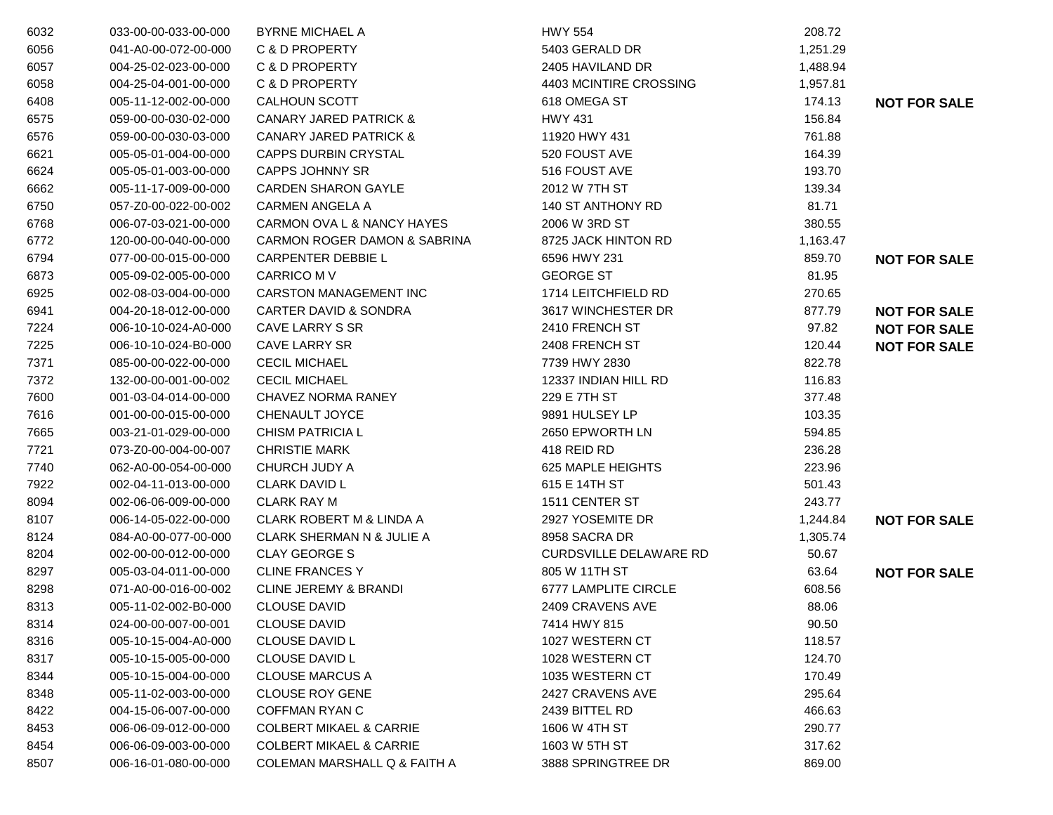| | | | | | |
|---|---|---|---|---|---|
| 6032 | 033-00-00-033-00-000 | BYRNE MICHAEL A | HWY 554 | 208.72 | |
| 6056 | 041-A0-00-072-00-000 | C & D PROPERTY | 5403 GERALD DR | 1,251.29 | |
| 6057 | 004-25-02-023-00-000 | C & D PROPERTY | 2405 HAVILAND DR | 1,488.94 | |
| 6058 | 004-25-04-001-00-000 | C & D PROPERTY | 4403 MCINTIRE CROSSING | 1,957.81 | |
| 6408 | 005-11-12-002-00-000 | CALHOUN SCOTT | 618 OMEGA ST | 174.13 | **NOT FOR SALE** |
| 6575 | 059-00-00-030-02-000 | CANARY JARED PATRICK & | HWY 431 | 156.84 | |
| 6576 | 059-00-00-030-03-000 | CANARY JARED PATRICK & | 11920 HWY 431 | 761.88 | |
| 6621 | 005-05-01-004-00-000 | CAPPS DURBIN CRYSTAL | 520 FOUST AVE | 164.39 | |
| 6624 | 005-05-01-003-00-000 | CAPPS JOHNNY SR | 516 FOUST AVE | 193.70 | |
| 6662 | 005-11-17-009-00-000 | CARDEN SHARON GAYLE | 2012 W 7TH ST | 139.34 | |
| 6750 | 057-Z0-00-022-00-002 | CARMEN ANGELA A | 140 ST ANTHONY RD | 81.71 | |
| 6768 | 006-07-03-021-00-000 | CARMON OVA L & NANCY HAYES | 2006 W 3RD ST | 380.55 | |
| 6772 | 120-00-00-040-00-000 | CARMON ROGER DAMON & SABRINA | 8725 JACK HINTON RD | 1,163.47 | |
| 6794 | 077-00-00-015-00-000 | CARPENTER DEBBIE L | 6596 HWY 231 | 859.70 | **NOT FOR SALE** |
| 6873 | 005-09-02-005-00-000 | CARRICO M V | GEORGE ST | 81.95 | |
| 6925 | 002-08-03-004-00-000 | CARSTON MANAGEMENT INC | 1714 LEITCHFIELD RD | 270.65 | |
| 6941 | 004-20-18-012-00-000 | CARTER DAVID & SONDRA | 3617 WINCHESTER DR | 877.79 | **NOT FOR SALE** |
| 7224 | 006-10-10-024-A0-000 | CAVE LARRY S SR | 2410 FRENCH ST | 97.82 | **NOT FOR SALE** |
| 7225 | 006-10-10-024-B0-000 | CAVE LARRY SR | 2408 FRENCH ST | 120.44 | **NOT FOR SALE** |
| 7371 | 085-00-00-022-00-000 | CECIL MICHAEL | 7739 HWY 2830 | 822.78 | |
| 7372 | 132-00-00-001-00-002 | CECIL MICHAEL | 12337 INDIAN HILL RD | 116.83 | |
| 7600 | 001-03-04-014-00-000 | CHAVEZ NORMA RANEY | 229 E 7TH ST | 377.48 | |
| 7616 | 001-00-00-015-00-000 | CHENAULT JOYCE | 9891 HULSEY LP | 103.35 | |
| 7665 | 003-21-01-029-00-000 | CHISM PATRICIA L | 2650 EPWORTH LN | 594.85 | |
| 7721 | 073-Z0-00-004-00-007 | CHRISTIE MARK | 418 REID RD | 236.28 | |
| 7740 | 062-A0-00-054-00-000 | CHURCH JUDY A | 625 MAPLE HEIGHTS | 223.96 | |
| 7922 | 002-04-11-013-00-000 | CLARK DAVID L | 615 E 14TH ST | 501.43 | |
| 8094 | 002-06-06-009-00-000 | CLARK RAY M | 1511 CENTER ST | 243.77 | |
| 8107 | 006-14-05-022-00-000 | CLARK ROBERT M & LINDA A | 2927 YOSEMITE DR | 1,244.84 | **NOT FOR SALE** |
| 8124 | 084-A0-00-077-00-000 | CLARK SHERMAN N & JULIE A | 8958 SACRA DR | 1,305.74 | |
| 8204 | 002-00-00-012-00-000 | CLAY GEORGE S | CURDSVILLE DELAWARE RD | 50.67 | |
| 8297 | 005-03-04-011-00-000 | CLINE FRANCES Y | 805 W 11TH ST | 63.64 | **NOT FOR SALE** |
| 8298 | 071-A0-00-016-00-002 | CLINE JEREMY & BRANDI | 6777 LAMPLITE CIRCLE | 608.56 | |
| 8313 | 005-11-02-002-B0-000 | CLOUSE DAVID | 2409 CRAVENS AVE | 88.06 | |
| 8314 | 024-00-00-007-00-001 | CLOUSE DAVID | 7414 HWY 815 | 90.50 | |
| 8316 | 005-10-15-004-A0-000 | CLOUSE DAVID L | 1027 WESTERN CT | 118.57 | |
| 8317 | 005-10-15-005-00-000 | CLOUSE DAVID L | 1028 WESTERN CT | 124.70 | |
| 8344 | 005-10-15-004-00-000 | CLOUSE MARCUS A | 1035 WESTERN CT | 170.49 | |
| 8348 | 005-11-02-003-00-000 | CLOUSE ROY GENE | 2427 CRAVENS AVE | 295.64 | |
| 8422 | 004-15-06-007-00-000 | COFFMAN RYAN C | 2439 BITTEL RD | 466.63 | |
| 8453 | 006-06-09-012-00-000 | COLBERT MIKAEL & CARRIE | 1606 W 4TH ST | 290.77 | |
| 8454 | 006-06-09-003-00-000 | COLBERT MIKAEL & CARRIE | 1603 W 5TH ST | 317.62 | |
| 8507 | 006-16-01-080-00-000 | COLEMAN MARSHALL Q & FAITH A | 3888 SPRINGTREE DR | 869.00 | |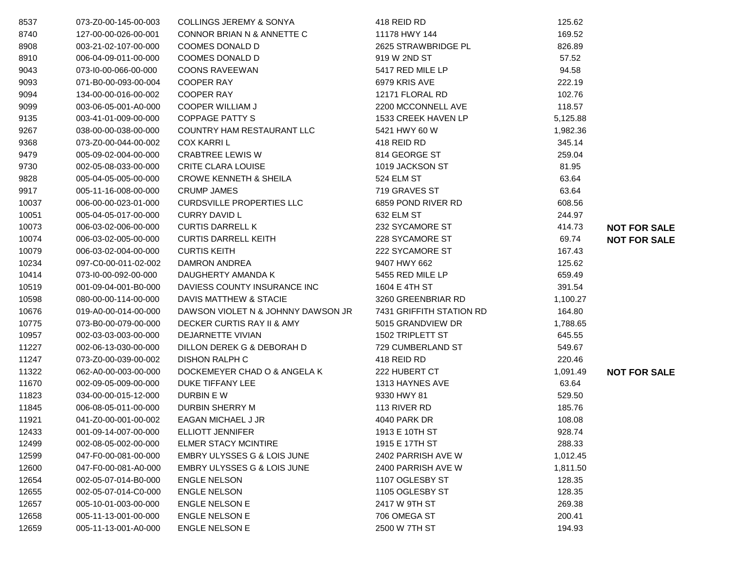| | | | | | |
|---|---|---|---|---|---|
| 8537 | 073-Z0-00-145-00-003 | COLLINGS JEREMY & SONYA | 418 REID RD | 125.62 | |
| 8740 | 127-00-00-026-00-001 | CONNOR BRIAN N & ANNETTE C | 11178 HWY 144 | 169.52 | |
| 8908 | 003-21-02-107-00-000 | COOMES DONALD D | 2625 STRAWBRIDGE PL | 826.89 | |
| 8910 | 006-04-09-011-00-000 | COOMES DONALD D | 919 W 2ND ST | 57.52 | |
| 9043 | 073-I0-00-066-00-000 | COONS RAVEEWAN | 5417 RED MILE LP | 94.58 | |
| 9093 | 071-B0-00-093-00-004 | COOPER RAY | 6979 KRIS AVE | 222.19 | |
| 9094 | 134-00-00-016-00-002 | COOPER RAY | 12171 FLORAL RD | 102.76 | |
| 9099 | 003-06-05-001-A0-000 | COOPER WILLIAM J | 2200 MCCONNELL AVE | 118.57 | |
| 9135 | 003-41-01-009-00-000 | COPPAGE PATTY S | 1533 CREEK HAVEN LP | 5,125.88 | |
| 9267 | 038-00-00-038-00-000 | COUNTRY HAM RESTAURANT LLC | 5421 HWY 60 W | 1,982.36 | |
| 9368 | 073-Z0-00-044-00-002 | COX KARRI L | 418 REID RD | 345.14 | |
| 9479 | 005-09-02-004-00-000 | CRABTREE LEWIS W | 814 GEORGE ST | 259.04 | |
| 9730 | 002-05-08-033-00-000 | CRITE CLARA LOUISE | 1019 JACKSON ST | 81.95 | |
| 9828 | 005-04-05-005-00-000 | CROWE KENNETH & SHEILA | 524 ELM ST | 63.64 | |
| 9917 | 005-11-16-008-00-000 | CRUMP JAMES | 719 GRAVES ST | 63.64 | |
| 10037 | 006-00-00-023-01-000 | CURDSVILLE PROPERTIES LLC | 6859 POND RIVER RD | 608.56 | |
| 10051 | 005-04-05-017-00-000 | CURRY DAVID L | 632 ELM ST | 244.97 | |
| 10073 | 006-03-02-006-00-000 | CURTIS DARRELL K | 232 SYCAMORE ST | 414.73 | **NOT FOR SALE** |
| 10074 | 006-03-02-005-00-000 | CURTIS DARRELL KEITH | 228 SYCAMORE ST | 69.74 | **NOT FOR SALE** |
| 10079 | 006-03-02-004-00-000 | CURTIS KEITH | 222 SYCAMORE ST | 167.43 | |
| 10234 | 097-C0-00-011-02-002 | DAMRON ANDREA | 9407 HWY 662 | 125.62 | |
| 10414 | 073-I0-00-092-00-000 | DAUGHERTY AMANDA K | 5455 RED MILE LP | 659.49 | |
| 10519 | 001-09-04-001-B0-000 | DAVIESS COUNTY INSURANCE INC | 1604 E 4TH ST | 391.54 | |
| 10598 | 080-00-00-114-00-000 | DAVIS MATTHEW & STACIE | 3260 GREENBRIAR RD | 1,100.27 | |
| 10676 | 019-A0-00-014-00-000 | DAWSON VIOLET N & JOHNNY DAWSON JR | 7431 GRIFFITH STATION RD | 164.80 | |
| 10775 | 073-B0-00-079-00-000 | DECKER CURTIS RAY II & AMY | 5015 GRANDVIEW DR | 1,788.65 | |
| 10957 | 002-03-03-003-00-000 | DEJARNETTE VIVIAN | 1502 TRIPLETT ST | 645.55 | |
| 11227 | 002-06-13-030-00-000 | DILLON DEREK G & DEBORAH D | 729 CUMBERLAND ST | 549.67 | |
| 11247 | 073-Z0-00-039-00-002 | DISHON RALPH C | 418 REID RD | 220.46 | |
| 11322 | 062-A0-00-003-00-000 | DOCKEMEYER CHAD O & ANGELA K | 222 HUBERT CT | 1,091.49 | **NOT FOR SALE** |
| 11670 | 002-09-05-009-00-000 | DUKE TIFFANY LEE | 1313 HAYNES AVE | 63.64 | |
| 11823 | 034-00-00-015-12-000 | DURBIN E W | 9330 HWY 81 | 529.50 | |
| 11845 | 006-08-05-011-00-000 | DURBIN SHERRY M | 113 RIVER RD | 185.76 | |
| 11921 | 041-Z0-00-001-00-002 | EAGAN MICHAEL J JR | 4040 PARK DR | 108.08 | |
| 12433 | 001-09-14-007-00-000 | ELLIOTT JENNIFER | 1913 E 10TH ST | 928.74 | |
| 12499 | 002-08-05-002-00-000 | ELMER STACY MCINTIRE | 1915 E 17TH ST | 288.33 | |
| 12599 | 047-F0-00-081-00-000 | EMBRY ULYSSES G & LOIS JUNE | 2402 PARRISH AVE W | 1,012.45 | |
| 12600 | 047-F0-00-081-A0-000 | EMBRY ULYSSES G & LOIS JUNE | 2400 PARRISH AVE W | 1,811.50 | |
| 12654 | 002-05-07-014-B0-000 | ENGLE NELSON | 1107 OGLESBY ST | 128.35 | |
| 12655 | 002-05-07-014-C0-000 | ENGLE NELSON | 1105 OGLESBY ST | 128.35 | |
| 12657 | 005-10-01-003-00-000 | ENGLE NELSON E | 2417 W 9TH ST | 269.38 | |
| 12658 | 005-11-13-001-00-000 | ENGLE NELSON E | 706 OMEGA ST | 200.41 | |
| 12659 | 005-11-13-001-A0-000 | ENGLE NELSON E | 2500 W 7TH ST | 194.93 | |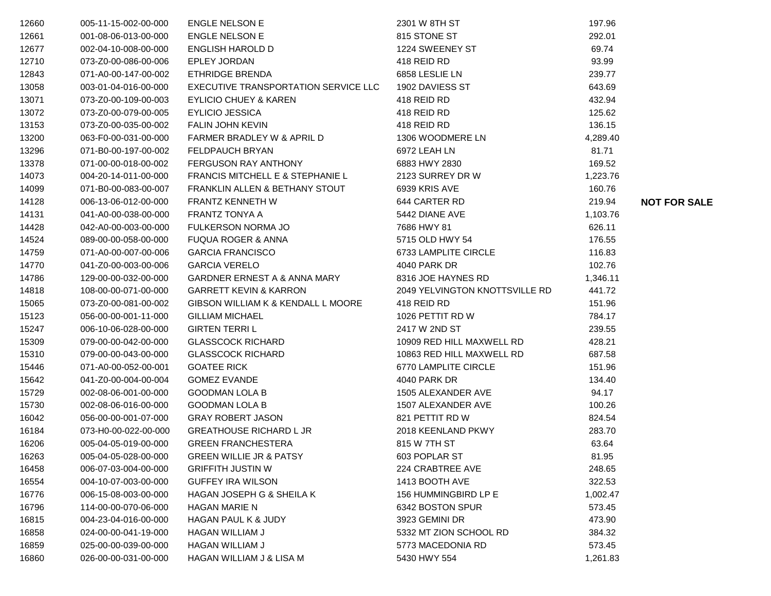| | | | | | |
|---|---|---|---|---|---|
| 12660 | 005-11-15-002-00-000 | ENGLE NELSON E | 2301 W 8TH ST | 197.96 | |
| 12661 | 001-08-06-013-00-000 | ENGLE NELSON E | 815 STONE ST | 292.01 | |
| 12677 | 002-04-10-008-00-000 | ENGLISH HAROLD D | 1224 SWEENEY ST | 69.74 | |
| 12710 | 073-Z0-00-086-00-006 | EPLEY JORDAN | 418 REID RD | 93.99 | |
| 12843 | 071-A0-00-147-00-002 | ETHRIDGE BRENDA | 6858 LESLIE LN | 239.77 | |
| 13058 | 003-01-04-016-00-000 | EXECUTIVE TRANSPORTATION SERVICE LLC | 1902 DAVIESS ST | 643.69 | |
| 13071 | 073-Z0-00-109-00-003 | EYLICIO CHUEY & KAREN | 418 REID RD | 432.94 | |
| 13072 | 073-Z0-00-079-00-005 | EYLICIO JESSICA | 418 REID RD | 125.62 | |
| 13153 | 073-Z0-00-035-00-002 | FALIN JOHN KEVIN | 418 REID RD | 136.15 | |
| 13200 | 063-F0-00-031-00-000 | FARMER BRADLEY W & APRIL D | 1306 WOODMERE LN | 4,289.40 | |
| 13296 | 071-B0-00-197-00-002 | FELDPAUCH BRYAN | 6972 LEAH LN | 81.71 | |
| 13378 | 071-00-00-018-00-002 | FERGUSON RAY ANTHONY | 6883 HWY 2830 | 169.52 | |
| 14073 | 004-20-14-011-00-000 | FRANCIS MITCHELL E & STEPHANIE L | 2123 SURREY DR W | 1,223.76 | |
| 14099 | 071-B0-00-083-00-007 | FRANKLIN ALLEN & BETHANY STOUT | 6939 KRIS AVE | 160.76 | |
| 14128 | 006-13-06-012-00-000 | FRANTZ KENNETH W | 644 CARTER RD | 219.94 | **NOT FOR SALE** |
| 14131 | 041-A0-00-038-00-000 | FRANTZ TONYA A | 5442 DIANE AVE | 1,103.76 | |
| 14428 | 042-A0-00-003-00-000 | FULKERSON NORMA JO | 7686 HWY 81 | 626.11 | |
| 14524 | 089-00-00-058-00-000 | FUQUA ROGER & ANNA | 5715 OLD HWY 54 | 176.55 | |
| 14759 | 071-A0-00-007-00-006 | GARCIA FRANCISCO | 6733 LAMPLITE CIRCLE | 116.83 | |
| 14770 | 041-Z0-00-003-00-006 | GARCIA VERELO | 4040 PARK DR | 102.76 | |
| 14786 | 129-00-00-032-00-000 | GARDNER ERNEST A & ANNA MARY | 8316 JOE HAYNES RD | 1,346.11 | |
| 14818 | 108-00-00-071-00-000 | GARRETT KEVIN & KARRON | 2049 YELVINGTON KNOTTSVILLE RD | 441.72 | |
| 15065 | 073-Z0-00-081-00-002 | GIBSON WILLIAM K & KENDALL L MOORE | 418 REID RD | 151.96 | |
| 15123 | 056-00-00-001-11-000 | GILLIAM MICHAEL | 1026 PETTIT RD W | 784.17 | |
| 15247 | 006-10-06-028-00-000 | GIRTEN TERRI L | 2417 W 2ND ST | 239.55 | |
| 15309 | 079-00-00-042-00-000 | GLASSCOCK RICHARD | 10909 RED HILL MAXWELL RD | 428.21 | |
| 15310 | 079-00-00-043-00-000 | GLASSCOCK RICHARD | 10863 RED HILL MAXWELL RD | 687.58 | |
| 15446 | 071-A0-00-052-00-001 | GOATEE RICK | 6770 LAMPLITE CIRCLE | 151.96 | |
| 15642 | 041-Z0-00-004-00-004 | GOMEZ EVANDE | 4040 PARK DR | 134.40 | |
| 15729 | 002-08-06-001-00-000 | GOODMAN LOLA B | 1505 ALEXANDER AVE | 94.17 | |
| 15730 | 002-08-06-016-00-000 | GOODMAN LOLA B | 1507 ALEXANDER AVE | 100.26 | |
| 16042 | 056-00-00-001-07-000 | GRAY ROBERT JASON | 821 PETTIT RD W | 824.54 | |
| 16184 | 073-H0-00-022-00-000 | GREATHOUSE RICHARD L JR | 2018 KEENLAND PKWY | 283.70 | |
| 16206 | 005-04-05-019-00-000 | GREEN FRANCHESTERA | 815 W 7TH ST | 63.64 | |
| 16263 | 005-04-05-028-00-000 | GREEN WILLIE JR & PATSY | 603 POPLAR ST | 81.95 | |
| 16458 | 006-07-03-004-00-000 | GRIFFITH JUSTIN W | 224 CRABTREE AVE | 248.65 | |
| 16554 | 004-10-07-003-00-000 | GUFFEY IRA WILSON | 1413 BOOTH AVE | 322.53 | |
| 16776 | 006-15-08-003-00-000 | HAGAN JOSEPH G & SHEILA K | 156 HUMMINGBIRD LP E | 1,002.47 | |
| 16796 | 114-00-00-070-06-000 | HAGAN MARIE N | 6342 BOSTON SPUR | 573.45 | |
| 16815 | 004-23-04-016-00-000 | HAGAN PAUL K & JUDY | 3923 GEMINI DR | 473.90 | |
| 16858 | 024-00-00-041-19-000 | HAGAN WILLIAM J | 5332 MT ZION SCHOOL RD | 384.32 | |
| 16859 | 025-00-00-039-00-000 | HAGAN WILLIAM J | 5773 MACEDONIA RD | 573.45 | |
| 16860 | 026-00-00-031-00-000 | HAGAN WILLIAM J & LISA M | 5430 HWY 554 | 1,261.83 | |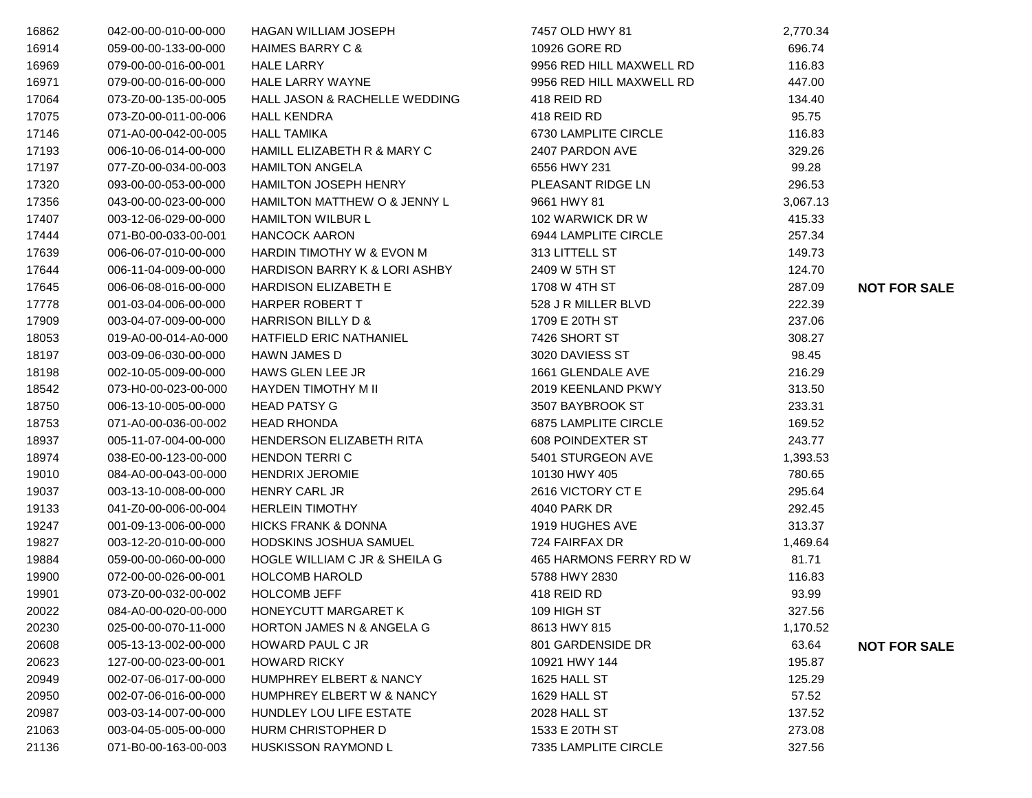| | | | | | |
|---|---|---|---|---|---|
| 16862 | 042-00-00-010-00-000 | HAGAN WILLIAM JOSEPH | 7457 OLD HWY 81 | 2,770.34 | |
| 16914 | 059-00-00-133-00-000 | HAIMES BARRY C & | 10926 GORE RD | 696.74 | |
| 16969 | 079-00-00-016-00-001 | HALE LARRY | 9956 RED HILL MAXWELL RD | 116.83 | |
| 16971 | 079-00-00-016-00-000 | HALE LARRY WAYNE | 9956 RED HILL MAXWELL RD | 447.00 | |
| 17064 | 073-Z0-00-135-00-005 | HALL JASON & RACHELLE WEDDING | 418 REID RD | 134.40 | |
| 17075 | 073-Z0-00-011-00-006 | HALL KENDRA | 418 REID RD | 95.75 | |
| 17146 | 071-A0-00-042-00-005 | HALL TAMIKA | 6730 LAMPLITE CIRCLE | 116.83 | |
| 17193 | 006-10-06-014-00-000 | HAMILL ELIZABETH R & MARY C | 2407 PARDON AVE | 329.26 | |
| 17197 | 077-Z0-00-034-00-003 | HAMILTON ANGELA | 6556 HWY 231 | 99.28 | |
| 17320 | 093-00-00-053-00-000 | HAMILTON JOSEPH HENRY | PLEASANT RIDGE LN | 296.53 | |
| 17356 | 043-00-00-023-00-000 | HAMILTON MATTHEW O & JENNY L | 9661 HWY 81 | 3,067.13 | |
| 17407 | 003-12-06-029-00-000 | HAMILTON WILBUR L | 102 WARWICK DR W | 415.33 | |
| 17444 | 071-B0-00-033-00-001 | HANCOCK AARON | 6944 LAMPLITE CIRCLE | 257.34 | |
| 17639 | 006-06-07-010-00-000 | HARDIN TIMOTHY W & EVON M | 313 LITTELL ST | 149.73 | |
| 17644 | 006-11-04-009-00-000 | HARDISON BARRY K & LORI ASHBY | 2409 W 5TH ST | 124.70 | |
| 17645 | 006-06-08-016-00-000 | HARDISON ELIZABETH E | 1708 W 4TH ST | 287.09 | **NOT FOR SALE** |
| 17778 | 001-03-04-006-00-000 | HARPER ROBERT T | 528 J R MILLER BLVD | 222.39 | |
| 17909 | 003-04-07-009-00-000 | HARRISON BILLY D & | 1709 E 20TH ST | 237.06 | |
| 18053 | 019-A0-00-014-A0-000 | HATFIELD ERIC NATHANIEL | 7426 SHORT ST | 308.27 | |
| 18197 | 003-09-06-030-00-000 | HAWN JAMES D | 3020 DAVIESS ST | 98.45 | |
| 18198 | 002-10-05-009-00-000 | HAWS GLEN LEE JR | 1661 GLENDALE AVE | 216.29 | |
| 18542 | 073-H0-00-023-00-000 | HAYDEN TIMOTHY M II | 2019 KEENLAND PKWY | 313.50 | |
| 18750 | 006-13-10-005-00-000 | HEAD PATSY G | 3507 BAYBROOK ST | 233.31 | |
| 18753 | 071-A0-00-036-00-002 | HEAD RHONDA | 6875 LAMPLITE CIRCLE | 169.52 | |
| 18937 | 005-11-07-004-00-000 | HENDERSON ELIZABETH RITA | 608 POINDEXTER ST | 243.77 | |
| 18974 | 038-E0-00-123-00-000 | HENDON TERRI C | 5401 STURGEON AVE | 1,393.53 | |
| 19010 | 084-A0-00-043-00-000 | HENDRIX JEROMIE | 10130 HWY 405 | 780.65 | |
| 19037 | 003-13-10-008-00-000 | HENRY CARL JR | 2616 VICTORY CT E | 295.64 | |
| 19133 | 041-Z0-00-006-00-004 | HERLEIN TIMOTHY | 4040 PARK DR | 292.45 | |
| 19247 | 001-09-13-006-00-000 | HICKS FRANK & DONNA | 1919 HUGHES AVE | 313.37 | |
| 19827 | 003-12-20-010-00-000 | HODSKINS JOSHUA SAMUEL | 724 FAIRFAX DR | 1,469.64 | |
| 19884 | 059-00-00-060-00-000 | HOGLE WILLIAM C JR & SHEILA G | 465 HARMONS FERRY RD W | 81.71 | |
| 19900 | 072-00-00-026-00-001 | HOLCOMB HAROLD | 5788 HWY 2830 | 116.83 | |
| 19901 | 073-Z0-00-032-00-002 | HOLCOMB JEFF | 418 REID RD | 93.99 | |
| 20022 | 084-A0-00-020-00-000 | HONEYCUTT MARGARET K | 109 HIGH ST | 327.56 | |
| 20230 | 025-00-00-070-11-000 | HORTON JAMES N & ANGELA G | 8613 HWY 815 | 1,170.52 | |
| 20608 | 005-13-13-002-00-000 | HOWARD PAUL C JR | 801 GARDENSIDE DR | 63.64 | **NOT FOR SALE** |
| 20623 | 127-00-00-023-00-001 | HOWARD RICKY | 10921 HWY 144 | 195.87 | |
| 20949 | 002-07-06-017-00-000 | HUMPHREY ELBERT & NANCY | 1625 HALL ST | 125.29 | |
| 20950 | 002-07-06-016-00-000 | HUMPHREY ELBERT W & NANCY | 1629 HALL ST | 57.52 | |
| 20987 | 003-03-14-007-00-000 | HUNDLEY LOU LIFE ESTATE | 2028 HALL ST | 137.52 | |
| 21063 | 003-04-05-005-00-000 | HURM CHRISTOPHER D | 1533 E 20TH ST | 273.08 | |
| 21136 | 071-B0-00-163-00-003 | HUSKISSON RAYMOND L | 7335 LAMPLITE CIRCLE | 327.56 | |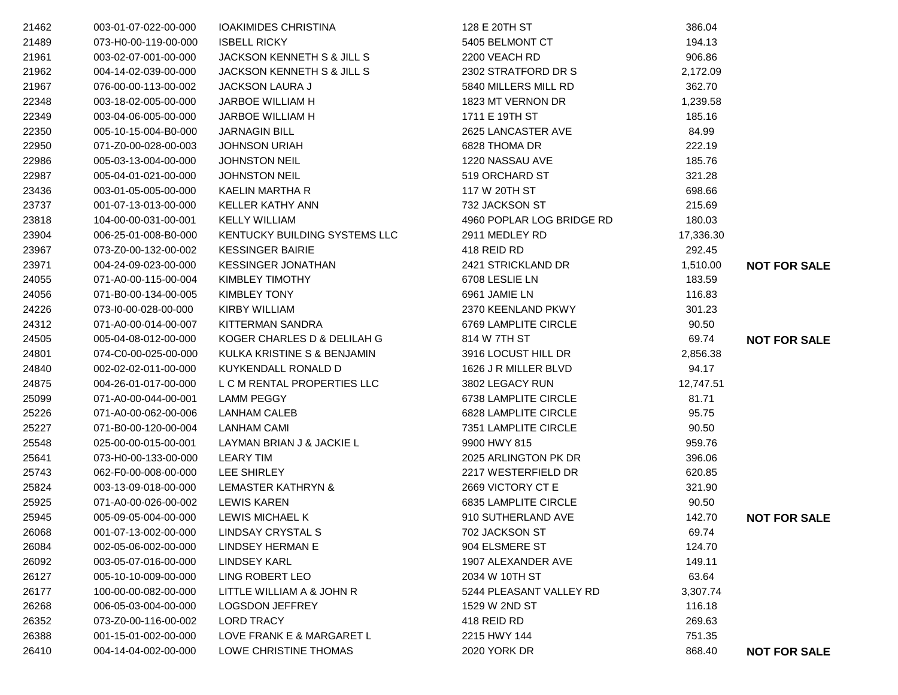| | | | | | |
|---|---|---|---|---|---|
| 21462 | 003-01-07-022-00-000 | IOAKIMIDES CHRISTINA | 128 E 20TH ST | 386.04 | |
| 21489 | 073-H0-00-119-00-000 | ISBELL RICKY | 5405 BELMONT CT | 194.13 | |
| 21961 | 003-02-07-001-00-000 | JACKSON KENNETH S & JILL S | 2200 VEACH RD | 906.86 | |
| 21962 | 004-14-02-039-00-000 | JACKSON KENNETH S & JILL S | 2302 STRATFORD DR S | 2,172.09 | |
| 21967 | 076-00-00-113-00-002 | JACKSON LAURA J | 5840 MILLERS MILL RD | 362.70 | |
| 22348 | 003-18-02-005-00-000 | JARBOE WILLIAM H | 1823 MT VERNON DR | 1,239.58 | |
| 22349 | 003-04-06-005-00-000 | JARBOE WILLIAM H | 1711 E 19TH ST | 185.16 | |
| 22350 | 005-10-15-004-B0-000 | JARNAGIN BILL | 2625 LANCASTER AVE | 84.99 | |
| 22950 | 071-Z0-00-028-00-003 | JOHNSON URIAH | 6828 THOMA DR | 222.19 | |
| 22986 | 005-03-13-004-00-000 | JOHNSTON NEIL | 1220 NASSAU AVE | 185.76 | |
| 22987 | 005-04-01-021-00-000 | JOHNSTON NEIL | 519 ORCHARD ST | 321.28 | |
| 23436 | 003-01-05-005-00-000 | KAELIN MARTHA R | 117 W 20TH ST | 698.66 | |
| 23737 | 001-07-13-013-00-000 | KELLER KATHY ANN | 732 JACKSON ST | 215.69 | |
| 23818 | 104-00-00-031-00-001 | KELLY WILLIAM | 4960 POPLAR LOG BRIDGE RD | 180.03 | |
| 23904 | 006-25-01-008-B0-000 | KENTUCKY BUILDING SYSTEMS LLC | 2911 MEDLEY RD | 17,336.30 | |
| 23967 | 073-Z0-00-132-00-002 | KESSINGER BAIRIE | 418 REID RD | 292.45 | |
| 23971 | 004-24-09-023-00-000 | KESSINGER JONATHAN | 2421 STRICKLAND DR | 1,510.00 | **NOT FOR SALE** |
| 24055 | 071-A0-00-115-00-004 | KIMBLEY TIMOTHY | 6708 LESLIE LN | 183.59 | |
| 24056 | 071-B0-00-134-00-005 | KIMBLEY TONY | 6961 JAMIE LN | 116.83 | |
| 24226 | 073-I0-00-028-00-000 | KIRBY WILLIAM | 2370 KEENLAND PKWY | 301.23 | |
| 24312 | 071-A0-00-014-00-007 | KITTERMAN SANDRA | 6769 LAMPLITE CIRCLE | 90.50 | |
| 24505 | 005-04-08-012-00-000 | KOGER CHARLES D & DELILAH G | 814 W 7TH ST | 69.74 | **NOT FOR SALE** |
| 24801 | 074-C0-00-025-00-000 | KULKA KRISTINE S & BENJAMIN | 3916 LOCUST HILL DR | 2,856.38 | |
| 24840 | 002-02-02-011-00-000 | KUYKENDALL RONALD D | 1626 J R MILLER BLVD | 94.17 | |
| 24875 | 004-26-01-017-00-000 | L C M RENTAL PROPERTIES LLC | 3802 LEGACY RUN | 12,747.51 | |
| 25099 | 071-A0-00-044-00-001 | LAMM PEGGY | 6738 LAMPLITE CIRCLE | 81.71 | |
| 25226 | 071-A0-00-062-00-006 | LANHAM CALEB | 6828 LAMPLITE CIRCLE | 95.75 | |
| 25227 | 071-B0-00-120-00-004 | LANHAM CAMI | 7351 LAMPLITE CIRCLE | 90.50 | |
| 25548 | 025-00-00-015-00-001 | LAYMAN BRIAN J & JACKIE L | 9900 HWY 815 | 959.76 | |
| 25641 | 073-H0-00-133-00-000 | LEARY TIM | 2025 ARLINGTON PK DR | 396.06 | |
| 25743 | 062-F0-00-008-00-000 | LEE SHIRLEY | 2217 WESTERFIELD DR | 620.85 | |
| 25824 | 003-13-09-018-00-000 | LEMASTER KATHRYN & | 2669 VICTORY CT E | 321.90 | |
| 25925 | 071-A0-00-026-00-002 | LEWIS KAREN | 6835 LAMPLITE CIRCLE | 90.50 | |
| 25945 | 005-09-05-004-00-000 | LEWIS MICHAEL K | 910 SUTHERLAND AVE | 142.70 | **NOT FOR SALE** |
| 26068 | 001-07-13-002-00-000 | LINDSAY CRYSTAL S | 702 JACKSON ST | 69.74 | |
| 26084 | 002-05-06-002-00-000 | LINDSEY HERMAN E | 904 ELSMERE ST | 124.70 | |
| 26092 | 003-05-07-016-00-000 | LINDSEY KARL | 1907 ALEXANDER AVE | 149.11 | |
| 26127 | 005-10-10-009-00-000 | LING ROBERT LEO | 2034 W 10TH ST | 63.64 | |
| 26177 | 100-00-00-082-00-000 | LITTLE WILLIAM A & JOHN R | 5244 PLEASANT VALLEY RD | 3,307.74 | |
| 26268 | 006-05-03-004-00-000 | LOGSDON JEFFREY | 1529 W 2ND ST | 116.18 | |
| 26352 | 073-Z0-00-116-00-002 | LORD TRACY | 418 REID RD | 269.63 | |
| 26388 | 001-15-01-002-00-000 | LOVE FRANK E & MARGARET L | 2215 HWY 144 | 751.35 | |
| 26410 | 004-14-04-002-00-000 | LOWE CHRISTINE THOMAS | 2020 YORK DR | 868.40 | **NOT FOR SALE** |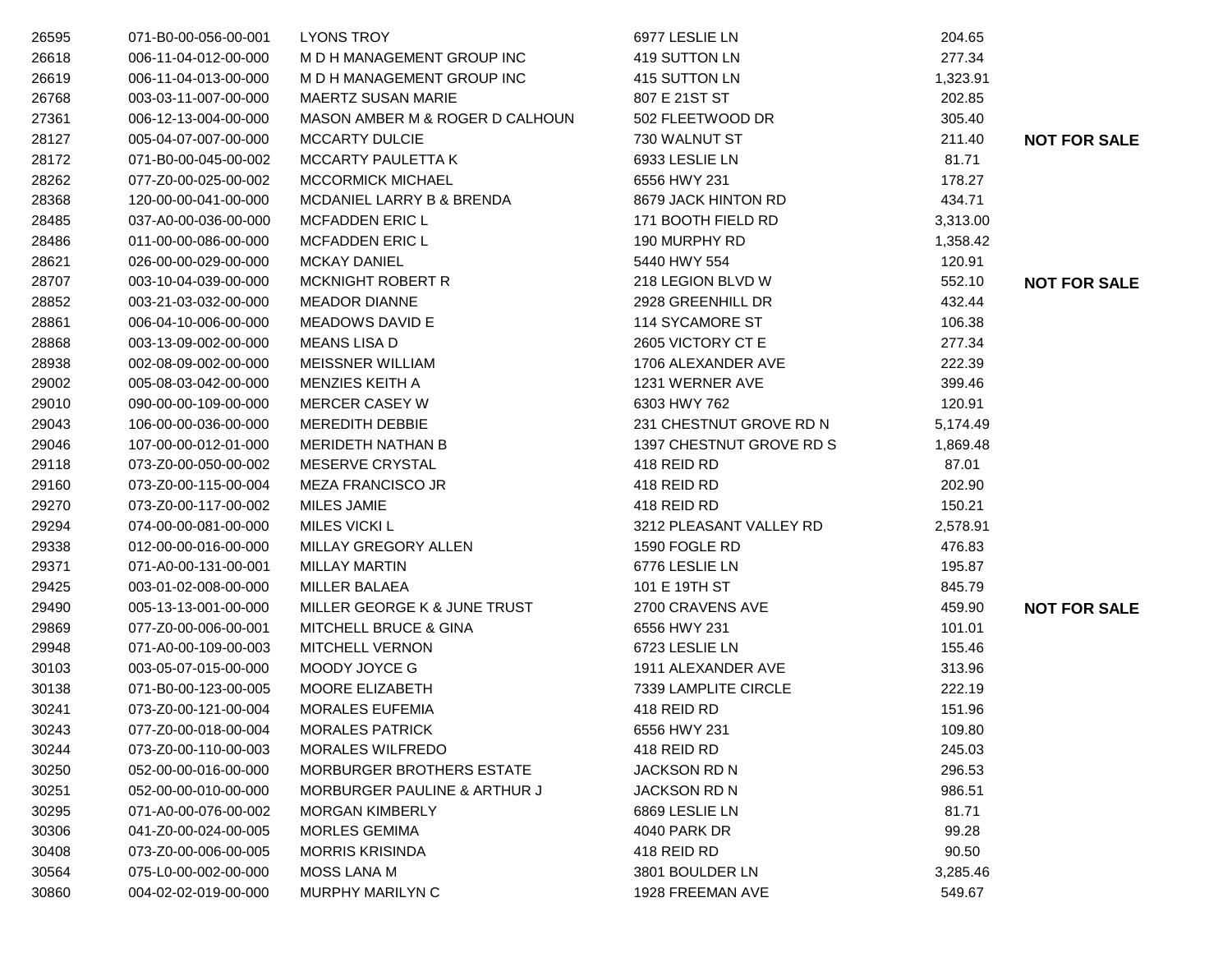| | | | | | |
|---|---|---|---|---|---|
| 26595 | 071-B0-00-056-00-001 | LYONS TROY | 6977 LESLIE LN | 204.65 | |
| 26618 | 006-11-04-012-00-000 | M D H MANAGEMENT GROUP INC | 419 SUTTON LN | 277.34 | |
| 26619 | 006-11-04-013-00-000 | M D H MANAGEMENT GROUP INC | 415 SUTTON LN | 1,323.91 | |
| 26768 | 003-03-11-007-00-000 | MAERTZ SUSAN MARIE | 807 E 21ST ST | 202.85 | |
| 27361 | 006-12-13-004-00-000 | MASON AMBER M & ROGER D CALHOUN | 502 FLEETWOOD DR | 305.40 | |
| 28127 | 005-04-07-007-00-000 | MCCARTY DULCIE | 730 WALNUT ST | 211.40 | **NOT FOR SALE** |
| 28172 | 071-B0-00-045-00-002 | MCCARTY PAULETTA K | 6933 LESLIE LN | 81.71 | |
| 28262 | 077-Z0-00-025-00-002 | MCCORMICK MICHAEL | 6556 HWY 231 | 178.27 | |
| 28368 | 120-00-00-041-00-000 | MCDANIEL LARRY B & BRENDA | 8679 JACK HINTON RD | 434.71 | |
| 28485 | 037-A0-00-036-00-000 | MCFADDEN ERIC L | 171 BOOTH FIELD RD | 3,313.00 | |
| 28486 | 011-00-00-086-00-000 | MCFADDEN ERIC L | 190 MURPHY RD | 1,358.42 | |
| 28621 | 026-00-00-029-00-000 | MCKAY DANIEL | 5440 HWY 554 | 120.91 | |
| 28707 | 003-10-04-039-00-000 | MCKNIGHT ROBERT R | 218 LEGION BLVD W | 552.10 | **NOT FOR SALE** |
| 28852 | 003-21-03-032-00-000 | MEADOR DIANNE | 2928 GREENHILL DR | 432.44 | |
| 28861 | 006-04-10-006-00-000 | MEADOWS DAVID E | 114 SYCAMORE ST | 106.38 | |
| 28868 | 003-13-09-002-00-000 | MEANS LISA D | 2605 VICTORY CT E | 277.34 | |
| 28938 | 002-08-09-002-00-000 | MEISSNER WILLIAM | 1706 ALEXANDER AVE | 222.39 | |
| 29002 | 005-08-03-042-00-000 | MENZIES KEITH A | 1231 WERNER AVE | 399.46 | |
| 29010 | 090-00-00-109-00-000 | MERCER CASEY W | 6303 HWY 762 | 120.91 | |
| 29043 | 106-00-00-036-00-000 | MEREDITH DEBBIE | 231 CHESTNUT GROVE RD N | 5,174.49 | |
| 29046 | 107-00-00-012-01-000 | MERIDETH NATHAN B | 1397 CHESTNUT GROVE RD S | 1,869.48 | |
| 29118 | 073-Z0-00-050-00-002 | MESERVE CRYSTAL | 418 REID RD | 87.01 | |
| 29160 | 073-Z0-00-115-00-004 | MEZA FRANCISCO JR | 418 REID RD | 202.90 | |
| 29270 | 073-Z0-00-117-00-002 | MILES JAMIE | 418 REID RD | 150.21 | |
| 29294 | 074-00-00-081-00-000 | MILES VICKI L | 3212 PLEASANT VALLEY RD | 2,578.91 | |
| 29338 | 012-00-00-016-00-000 | MILLAY GREGORY ALLEN | 1590 FOGLE RD | 476.83 | |
| 29371 | 071-A0-00-131-00-001 | MILLAY MARTIN | 6776 LESLIE LN | 195.87 | |
| 29425 | 003-01-02-008-00-000 | MILLER BALAEA | 101 E 19TH ST | 845.79 | |
| 29490 | 005-13-13-001-00-000 | MILLER GEORGE K & JUNE TRUST | 2700 CRAVENS AVE | 459.90 | **NOT FOR SALE** |
| 29869 | 077-Z0-00-006-00-001 | MITCHELL BRUCE & GINA | 6556 HWY 231 | 101.01 | |
| 29948 | 071-A0-00-109-00-003 | MITCHELL VERNON | 6723 LESLIE LN | 155.46 | |
| 30103 | 003-05-07-015-00-000 | MOODY JOYCE G | 1911 ALEXANDER AVE | 313.96 | |
| 30138 | 071-B0-00-123-00-005 | MOORE ELIZABETH | 7339 LAMPLITE CIRCLE | 222.19 | |
| 30241 | 073-Z0-00-121-00-004 | MORALES EUFEMIA | 418 REID RD | 151.96 | |
| 30243 | 077-Z0-00-018-00-004 | MORALES PATRICK | 6556 HWY 231 | 109.80 | |
| 30244 | 073-Z0-00-110-00-003 | MORALES WILFREDO | 418 REID RD | 245.03 | |
| 30250 | 052-00-00-016-00-000 | MORBURGER BROTHERS ESTATE | JACKSON RD N | 296.53 | |
| 30251 | 052-00-00-010-00-000 | MORBURGER PAULINE & ARTHUR J | JACKSON RD N | 986.51 | |
| 30295 | 071-A0-00-076-00-002 | MORGAN KIMBERLY | 6869 LESLIE LN | 81.71 | |
| 30306 | 041-Z0-00-024-00-005 | MORLES GEMIMA | 4040 PARK DR | 99.28 | |
| 30408 | 073-Z0-00-006-00-005 | MORRIS KRISINDA | 418 REID RD | 90.50 | |
| 30564 | 075-L0-00-002-00-000 | MOSS LANA M | 3801 BOULDER LN | 3,285.46 | |
| 30860 | 004-02-02-019-00-000 | MURPHY MARILYN C | 1928 FREEMAN AVE | 549.67 | |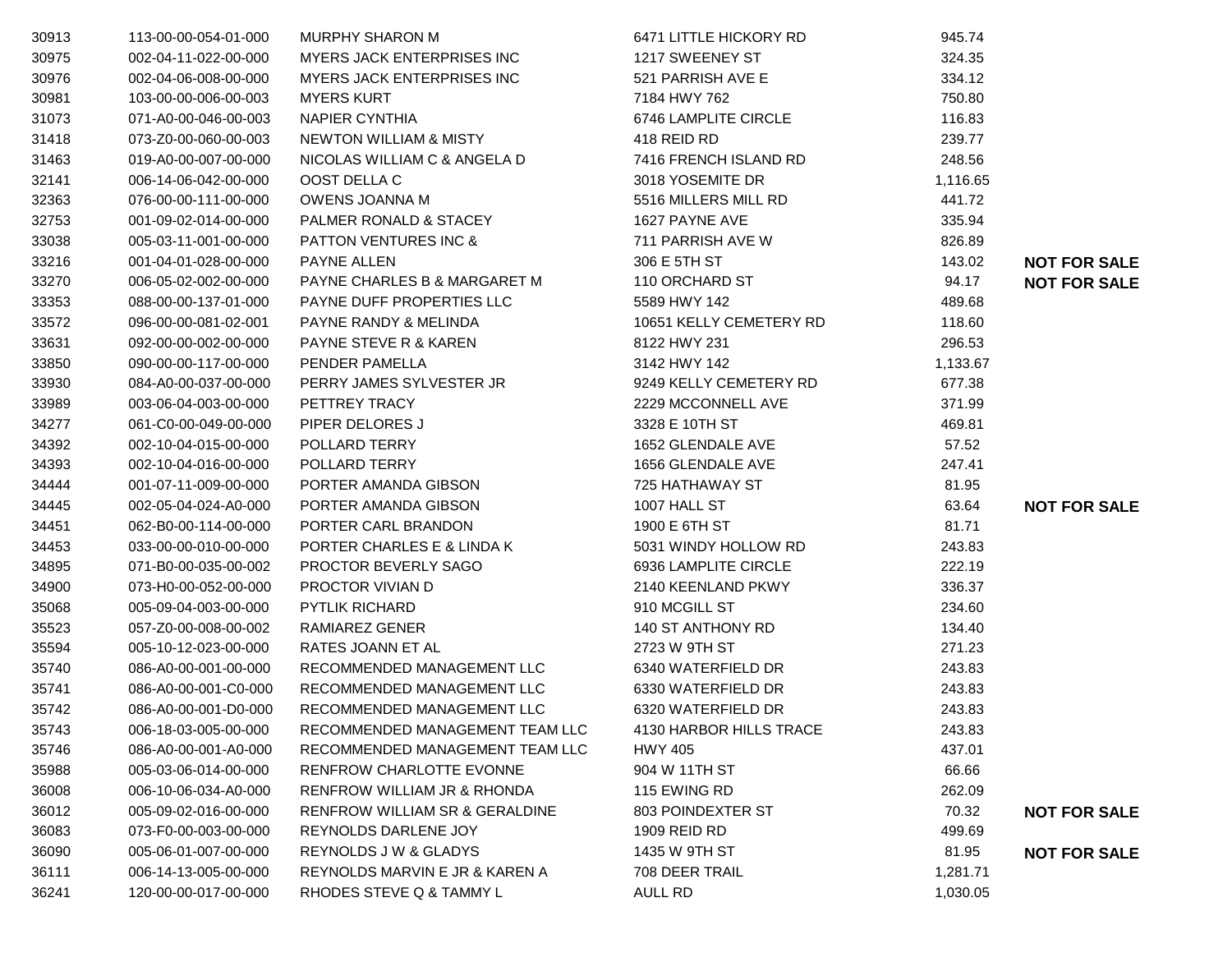| | | | | | |
|---|---|---|---|---|---|
| 30913 | 113-00-00-054-01-000 | MURPHY SHARON M | 6471 LITTLE HICKORY RD | 945.74 | |
| 30975 | 002-04-11-022-00-000 | MYERS JACK ENTERPRISES INC | 1217 SWEENEY ST | 324.35 | |
| 30976 | 002-04-06-008-00-000 | MYERS JACK ENTERPRISES INC | 521 PARRISH AVE E | 334.12 | |
| 30981 | 103-00-00-006-00-003 | MYERS KURT | 7184 HWY 762 | 750.80 | |
| 31073 | 071-A0-00-046-00-003 | NAPIER CYNTHIA | 6746 LAMPLITE CIRCLE | 116.83 | |
| 31418 | 073-Z0-00-060-00-003 | NEWTON WILLIAM & MISTY | 418 REID RD | 239.77 | |
| 31463 | 019-A0-00-007-00-000 | NICOLAS WILLIAM C & ANGELA D | 7416 FRENCH ISLAND RD | 248.56 | |
| 32141 | 006-14-06-042-00-000 | OOST DELLA C | 3018 YOSEMITE DR | 1,116.65 | |
| 32363 | 076-00-00-111-00-000 | OWENS JOANNA M | 5516 MILLERS MILL RD | 441.72 | |
| 32753 | 001-09-02-014-00-000 | PALMER RONALD & STACEY | 1627 PAYNE AVE | 335.94 | |
| 33038 | 005-03-11-001-00-000 | PATTON VENTURES INC & | 711 PARRISH AVE W | 826.89 | |
| 33216 | 001-04-01-028-00-000 | PAYNE ALLEN | 306 E 5TH ST | 143.02 | **NOT FOR SALE** |
| 33270 | 006-05-02-002-00-000 | PAYNE CHARLES B & MARGARET M | 110 ORCHARD ST | 94.17 | **NOT FOR SALE** |
| 33353 | 088-00-00-137-01-000 | PAYNE DUFF PROPERTIES LLC | 5589 HWY 142 | 489.68 | |
| 33572 | 096-00-00-081-02-001 | PAYNE RANDY & MELINDA | 10651 KELLY CEMETERY RD | 118.60 | |
| 33631 | 092-00-00-002-00-000 | PAYNE STEVE R & KAREN | 8122 HWY 231 | 296.53 | |
| 33850 | 090-00-00-117-00-000 | PENDER PAMELLA | 3142 HWY 142 | 1,133.67 | |
| 33930 | 084-A0-00-037-00-000 | PERRY JAMES SYLVESTER JR | 9249 KELLY CEMETERY RD | 677.38 | |
| 33989 | 003-06-04-003-00-000 | PETTREY TRACY | 2229 MCCONNELL AVE | 371.99 | |
| 34277 | 061-C0-00-049-00-000 | PIPER DELORES J | 3328 E 10TH ST | 469.81 | |
| 34392 | 002-10-04-015-00-000 | POLLARD TERRY | 1652 GLENDALE AVE | 57.52 | |
| 34393 | 002-10-04-016-00-000 | POLLARD TERRY | 1656 GLENDALE AVE | 247.41 | |
| 34444 | 001-07-11-009-00-000 | PORTER AMANDA GIBSON | 725 HATHAWAY ST | 81.95 | |
| 34445 | 002-05-04-024-A0-000 | PORTER AMANDA GIBSON | 1007 HALL ST | 63.64 | **NOT FOR SALE** |
| 34451 | 062-B0-00-114-00-000 | PORTER CARL BRANDON | 1900 E 6TH ST | 81.71 | |
| 34453 | 033-00-00-010-00-000 | PORTER CHARLES E & LINDA K | 5031 WINDY HOLLOW RD | 243.83 | |
| 34895 | 071-B0-00-035-00-002 | PROCTOR BEVERLY SAGO | 6936 LAMPLITE CIRCLE | 222.19 | |
| 34900 | 073-H0-00-052-00-000 | PROCTOR VIVIAN D | 2140 KEENLAND PKWY | 336.37 | |
| 35068 | 005-09-04-003-00-000 | PYTLIK RICHARD | 910 MCGILL ST | 234.60 | |
| 35523 | 057-Z0-00-008-00-002 | RAMIAREZ GENER | 140 ST ANTHONY RD | 134.40 | |
| 35594 | 005-10-12-023-00-000 | RATES JOANN ET AL | 2723 W 9TH ST | 271.23 | |
| 35740 | 086-A0-00-001-00-000 | RECOMMENDED MANAGEMENT LLC | 6340 WATERFIELD DR | 243.83 | |
| 35741 | 086-A0-00-001-C0-000 | RECOMMENDED MANAGEMENT LLC | 6330 WATERFIELD DR | 243.83 | |
| 35742 | 086-A0-00-001-D0-000 | RECOMMENDED MANAGEMENT LLC | 6320 WATERFIELD DR | 243.83 | |
| 35743 | 006-18-03-005-00-000 | RECOMMENDED MANAGEMENT TEAM LLC | 4130 HARBOR HILLS TRACE | 243.83 | |
| 35746 | 086-A0-00-001-A0-000 | RECOMMENDED MANAGEMENT TEAM LLC | HWY 405 | 437.01 | |
| 35988 | 005-03-06-014-00-000 | RENFROW CHARLOTTE EVONNE | 904 W 11TH ST | 66.66 | |
| 36008 | 006-10-06-034-A0-000 | RENFROW WILLIAM JR & RHONDA | 115 EWING RD | 262.09 | |
| 36012 | 005-09-02-016-00-000 | RENFROW WILLIAM SR & GERALDINE | 803 POINDEXTER ST | 70.32 | **NOT FOR SALE** |
| 36083 | 073-F0-00-003-00-000 | REYNOLDS DARLENE JOY | 1909 REID RD | 499.69 | |
| 36090 | 005-06-01-007-00-000 | REYNOLDS J W & GLADYS | 1435 W 9TH ST | 81.95 | **NOT FOR SALE** |
| 36111 | 006-14-13-005-00-000 | REYNOLDS MARVIN E JR & KAREN A | 708 DEER TRAIL | 1,281.71 | |
| 36241 | 120-00-00-017-00-000 | RHODES STEVE Q & TAMMY L | AULL RD | 1,030.05 | |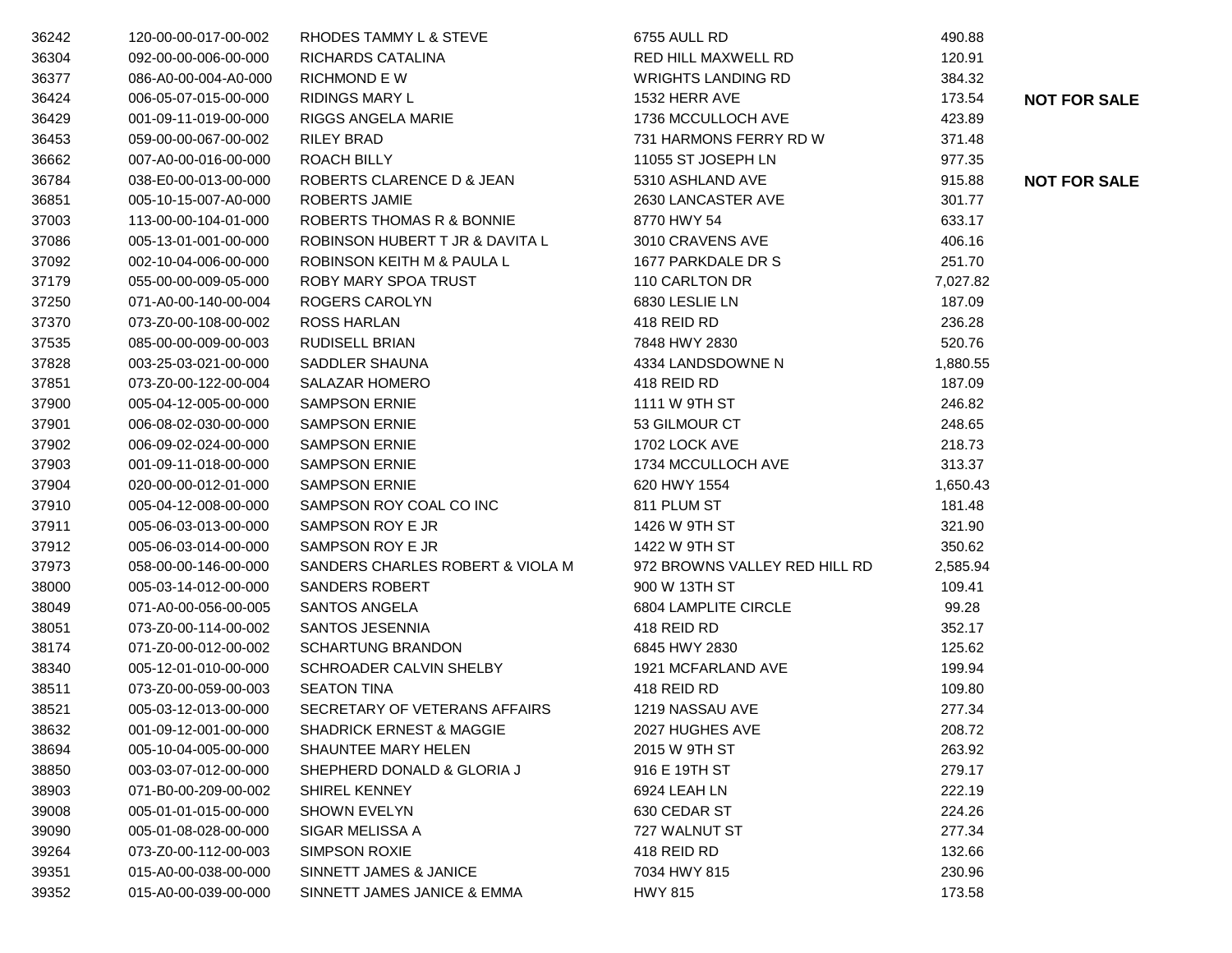| | | | | | |
|---|---|---|---|---|---|
| 36242 | 120-00-00-017-00-002 | RHODES TAMMY L & STEVE | 6755 AULL RD | 490.88 | |
| 36304 | 092-00-00-006-00-000 | RICHARDS CATALINA | RED HILL MAXWELL RD | 120.91 | |
| 36377 | 086-A0-00-004-A0-000 | RICHMOND E W | WRIGHTS LANDING RD | 384.32 | |
| 36424 | 006-05-07-015-00-000 | RIDINGS MARY L | 1532 HERR AVE | 173.54 | **NOT FOR SALE** |
| 36429 | 001-09-11-019-00-000 | RIGGS ANGELA MARIE | 1736 MCCULLOCH AVE | 423.89 | |
| 36453 | 059-00-00-067-00-002 | RILEY BRAD | 731 HARMONS FERRY RD W | 371.48 | |
| 36662 | 007-A0-00-016-00-000 | ROACH BILLY | 11055 ST JOSEPH LN | 977.35 | |
| 36784 | 038-E0-00-013-00-000 | ROBERTS CLARENCE D & JEAN | 5310 ASHLAND AVE | 915.88 | **NOT FOR SALE** |
| 36851 | 005-10-15-007-A0-000 | ROBERTS JAMIE | 2630 LANCASTER AVE | 301.77 | |
| 37003 | 113-00-00-104-01-000 | ROBERTS THOMAS R & BONNIE | 8770 HWY 54 | 633.17 | |
| 37086 | 005-13-01-001-00-000 | ROBINSON HUBERT T JR & DAVITA L | 3010 CRAVENS AVE | 406.16 | |
| 37092 | 002-10-04-006-00-000 | ROBINSON KEITH M & PAULA L | 1677 PARKDALE DR S | 251.70 | |
| 37179 | 055-00-00-009-05-000 | ROBY MARY SPOA TRUST | 110 CARLTON DR | 7,027.82 | |
| 37250 | 071-A0-00-140-00-004 | ROGERS CAROLYN | 6830 LESLIE LN | 187.09 | |
| 37370 | 073-Z0-00-108-00-002 | ROSS HARLAN | 418 REID RD | 236.28 | |
| 37535 | 085-00-00-009-00-003 | RUDISELL BRIAN | 7848 HWY 2830 | 520.76 | |
| 37828 | 003-25-03-021-00-000 | SADDLER SHAUNA | 4334 LANDSDOWNE N | 1,880.55 | |
| 37851 | 073-Z0-00-122-00-004 | SALAZAR HOMERO | 418 REID RD | 187.09 | |
| 37900 | 005-04-12-005-00-000 | SAMPSON ERNIE | 1111 W 9TH ST | 246.82 | |
| 37901 | 006-08-02-030-00-000 | SAMPSON ERNIE | 53 GILMOUR CT | 248.65 | |
| 37902 | 006-09-02-024-00-000 | SAMPSON ERNIE | 1702 LOCK AVE | 218.73 | |
| 37903 | 001-09-11-018-00-000 | SAMPSON ERNIE | 1734 MCCULLOCH AVE | 313.37 | |
| 37904 | 020-00-00-012-01-000 | SAMPSON ERNIE | 620 HWY 1554 | 1,650.43 | |
| 37910 | 005-04-12-008-00-000 | SAMPSON ROY COAL CO INC | 811 PLUM ST | 181.48 | |
| 37911 | 005-06-03-013-00-000 | SAMPSON ROY E JR | 1426 W 9TH ST | 321.90 | |
| 37912 | 005-06-03-014-00-000 | SAMPSON ROY E JR | 1422 W 9TH ST | 350.62 | |
| 37973 | 058-00-00-146-00-000 | SANDERS CHARLES ROBERT & VIOLA M | 972 BROWNS VALLEY RED HILL RD | 2,585.94 | |
| 38000 | 005-03-14-012-00-000 | SANDERS ROBERT | 900 W 13TH ST | 109.41 | |
| 38049 | 071-A0-00-056-00-005 | SANTOS ANGELA | 6804 LAMPLITE CIRCLE | 99.28 | |
| 38051 | 073-Z0-00-114-00-002 | SANTOS JESENNIA | 418 REID RD | 352.17 | |
| 38174 | 071-Z0-00-012-00-002 | SCHARTUNG BRANDON | 6845 HWY 2830 | 125.62 | |
| 38340 | 005-12-01-010-00-000 | SCHROADER CALVIN SHELBY | 1921 MCFARLAND AVE | 199.94 | |
| 38511 | 073-Z0-00-059-00-003 | SEATON TINA | 418 REID RD | 109.80 | |
| 38521 | 005-03-12-013-00-000 | SECRETARY OF VETERANS AFFAIRS | 1219 NASSAU AVE | 277.34 | |
| 38632 | 001-09-12-001-00-000 | SHADRICK ERNEST & MAGGIE | 2027 HUGHES AVE | 208.72 | |
| 38694 | 005-10-04-005-00-000 | SHAUNTEE MARY HELEN | 2015 W 9TH ST | 263.92 | |
| 38850 | 003-03-07-012-00-000 | SHEPHERD DONALD & GLORIA J | 916 E 19TH ST | 279.17 | |
| 38903 | 071-B0-00-209-00-002 | SHIREL KENNEY | 6924 LEAH LN | 222.19 | |
| 39008 | 005-01-01-015-00-000 | SHOWN EVELYN | 630 CEDAR ST | 224.26 | |
| 39090 | 005-01-08-028-00-000 | SIGAR MELISSA A | 727 WALNUT ST | 277.34 | |
| 39264 | 073-Z0-00-112-00-003 | SIMPSON ROXIE | 418 REID RD | 132.66 | |
| 39351 | 015-A0-00-038-00-000 | SINNETT JAMES & JANICE | 7034 HWY 815 | 230.96 | |
| 39352 | 015-A0-00-039-00-000 | SINNETT JAMES JANICE & EMMA | HWY 815 | 173.58 | |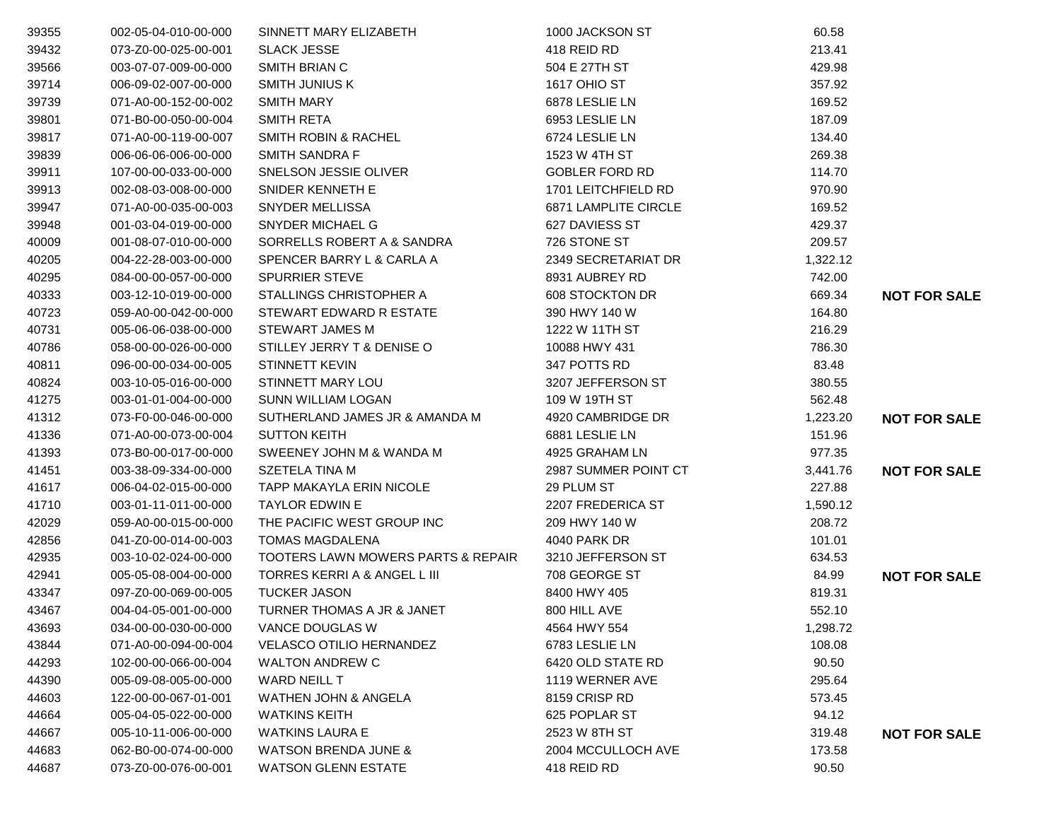| | | | | | |
|---|---|---|---|---|---|
| 39355 | 002-05-04-010-00-000 | SINNETT MARY ELIZABETH | 1000 JACKSON ST | 60.58 | |
| 39432 | 073-Z0-00-025-00-001 | SLACK JESSE | 418 REID RD | 213.41 | |
| 39566 | 003-07-07-009-00-000 | SMITH BRIAN C | 504 E 27TH ST | 429.98 | |
| 39714 | 006-09-02-007-00-000 | SMITH JUNIUS K | 1617 OHIO ST | 357.92 | |
| 39739 | 071-A0-00-152-00-002 | SMITH MARY | 6878 LESLIE LN | 169.52 | |
| 39801 | 071-B0-00-050-00-004 | SMITH RETA | 6953 LESLIE LN | 187.09 | |
| 39817 | 071-A0-00-119-00-007 | SMITH ROBIN & RACHEL | 6724 LESLIE LN | 134.40 | |
| 39839 | 006-06-06-006-00-000 | SMITH SANDRA F | 1523 W 4TH ST | 269.38 | |
| 39911 | 107-00-00-033-00-000 | SNELSON JESSIE OLIVER | GOBLER FORD RD | 114.70 | |
| 39913 | 002-08-03-008-00-000 | SNIDER KENNETH E | 1701 LEITCHFIELD RD | 970.90 | |
| 39947 | 071-A0-00-035-00-003 | SNYDER MELLISSA | 6871 LAMPLITE CIRCLE | 169.52 | |
| 39948 | 001-03-04-019-00-000 | SNYDER MICHAEL G | 627 DAVIESS ST | 429.37 | |
| 40009 | 001-08-07-010-00-000 | SORRELLS ROBERT A & SANDRA | 726 STONE ST | 209.57 | |
| 40205 | 004-22-28-003-00-000 | SPENCER BARRY L & CARLA A | 2349 SECRETARIAT DR | 1,322.12 | |
| 40295 | 084-00-00-057-00-000 | SPURRIER STEVE | 8931 AUBREY RD | 742.00 | |
| 40333 | 003-12-10-019-00-000 | STALLINGS CHRISTOPHER A | 608 STOCKTON DR | 669.34 | **NOT FOR SALE** |
| 40723 | 059-A0-00-042-00-000 | STEWART EDWARD R ESTATE | 390 HWY 140 W | 164.80 | |
| 40731 | 005-06-06-038-00-000 | STEWART JAMES M | 1222 W 11TH ST | 216.29 | |
| 40786 | 058-00-00-026-00-000 | STILLEY JERRY T & DENISE O | 10088 HWY 431 | 786.30 | |
| 40811 | 096-00-00-034-00-005 | STINNETT KEVIN | 347 POTTS RD | 83.48 | |
| 40824 | 003-10-05-016-00-000 | STINNETT MARY LOU | 3207 JEFFERSON ST | 380.55 | |
| 41275 | 003-01-01-004-00-000 | SUNN WILLIAM LOGAN | 109 W 19TH ST | 562.48 | |
| 41312 | 073-F0-00-046-00-000 | SUTHERLAND JAMES JR & AMANDA M | 4920 CAMBRIDGE DR | 1,223.20 | **NOT FOR SALE** |
| 41336 | 071-A0-00-073-00-004 | SUTTON KEITH | 6881 LESLIE LN | 151.96 | |
| 41393 | 073-B0-00-017-00-000 | SWEENEY JOHN M & WANDA M | 4925 GRAHAM LN | 977.35 | |
| 41451 | 003-38-09-334-00-000 | SZETELA TINA M | 2987 SUMMER POINT CT | 3,441.76 | **NOT FOR SALE** |
| 41617 | 006-04-02-015-00-000 | TAPP MAKAYLA ERIN NICOLE | 29 PLUM ST | 227.88 | |
| 41710 | 003-01-11-011-00-000 | TAYLOR EDWIN E | 2207 FREDERICA ST | 1,590.12 | |
| 42029 | 059-A0-00-015-00-000 | THE PACIFIC WEST GROUP INC | 209 HWY 140 W | 208.72 | |
| 42856 | 041-Z0-00-014-00-003 | TOMAS MAGDALENA | 4040 PARK DR | 101.01 | |
| 42935 | 003-10-02-024-00-000 | TOOTERS LAWN MOWERS PARTS & REPAIR | 3210 JEFFERSON ST | 634.53 | |
| 42941 | 005-05-08-004-00-000 | TORRES KERRI A & ANGEL L III | 708 GEORGE ST | 84.99 | **NOT FOR SALE** |
| 43347 | 097-Z0-00-069-00-005 | TUCKER JASON | 8400 HWY 405 | 819.31 | |
| 43467 | 004-04-05-001-00-000 | TURNER THOMAS A JR & JANET | 800 HILL AVE | 552.10 | |
| 43693 | 034-00-00-030-00-000 | VANCE DOUGLAS W | 4564 HWY 554 | 1,298.72 | |
| 43844 | 071-A0-00-094-00-004 | VELASCO OTILIO HERNANDEZ | 6783 LESLIE LN | 108.08 | |
| 44293 | 102-00-00-066-00-004 | WALTON ANDREW C | 6420 OLD STATE RD | 90.50 | |
| 44390 | 005-09-08-005-00-000 | WARD NEILL T | 1119 WERNER AVE | 295.64 | |
| 44603 | 122-00-00-067-01-001 | WATHEN JOHN & ANGELA | 8159 CRISP RD | 573.45 | |
| 44664 | 005-04-05-022-00-000 | WATKINS KEITH | 625 POPLAR ST | 94.12 | |
| 44667 | 005-10-11-006-00-000 | WATKINS LAURA E | 2523 W 8TH ST | 319.48 | **NOT FOR SALE** |
| 44683 | 062-B0-00-074-00-000 | WATSON BRENDA JUNE & | 2004 MCCULLOCH AVE | 173.58 | |
| 44687 | 073-Z0-00-076-00-001 | WATSON GLENN ESTATE | 418 REID RD | 90.50 | |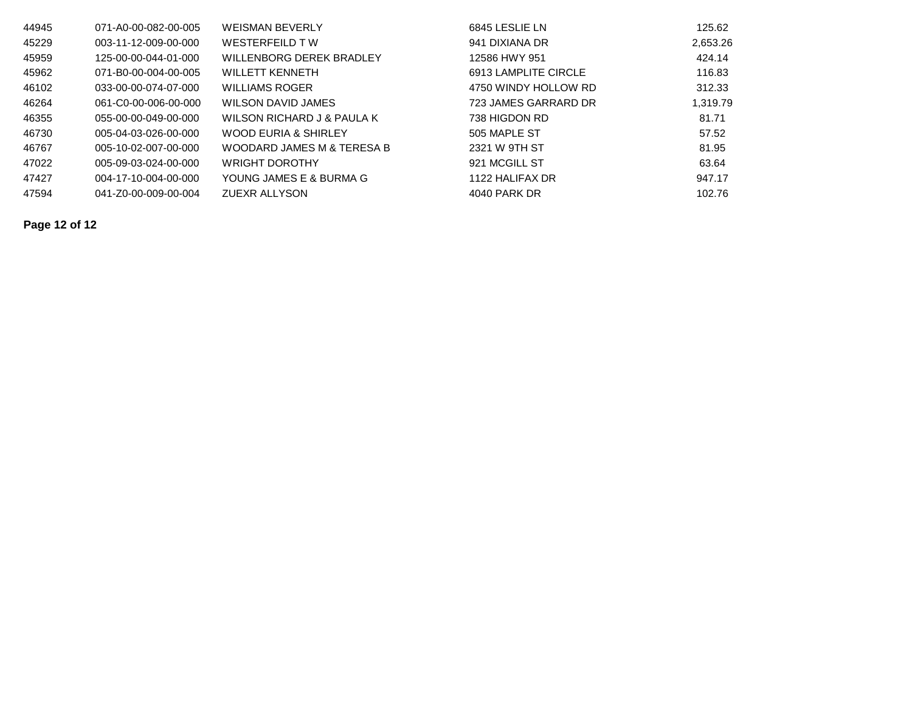| | | | | |
|---|---|---|---|---|
| 44945 | 071-A0-00-082-00-005 | WEISMAN BEVERLY | 6845 LESLIE LN | 125.62 |
| 45229 | 003-11-12-009-00-000 | WESTERFEILD T W | 941 DIXIANA DR | 2,653.26 |
| 45959 | 125-00-00-044-01-000 | WILLENBORG DEREK BRADLEY | 12586 HWY 951 | 424.14 |
| 45962 | 071-B0-00-004-00-005 | WILLETT KENNETH | 6913 LAMPLITE CIRCLE | 116.83 |
| 46102 | 033-00-00-074-07-000 | WILLIAMS ROGER | 4750 WINDY HOLLOW RD | 312.33 |
| 46264 | 061-C0-00-006-00-000 | WILSON DAVID JAMES | 723 JAMES GARRARD DR | 1,319.79 |
| 46355 | 055-00-00-049-00-000 | WILSON RICHARD J & PAULA K | 738 HIGDON RD | 81.71 |
| 46730 | 005-04-03-026-00-000 | WOOD EURIA & SHIRLEY | 505 MAPLE ST | 57.52 |
| 46767 | 005-10-02-007-00-000 | WOODARD JAMES M & TERESA B | 2321 W 9TH ST | 81.95 |
| 47022 | 005-09-03-024-00-000 | WRIGHT DOROTHY | 921 MCGILL ST | 63.64 |
| 47427 | 004-17-10-004-00-000 | YOUNG JAMES E & BURMA G | 1122 HALIFAX DR | 947.17 |
| 47594 | 041-Z0-00-009-00-004 | ZUEXR ALLYSON | 4040 PARK DR | 102.76 |